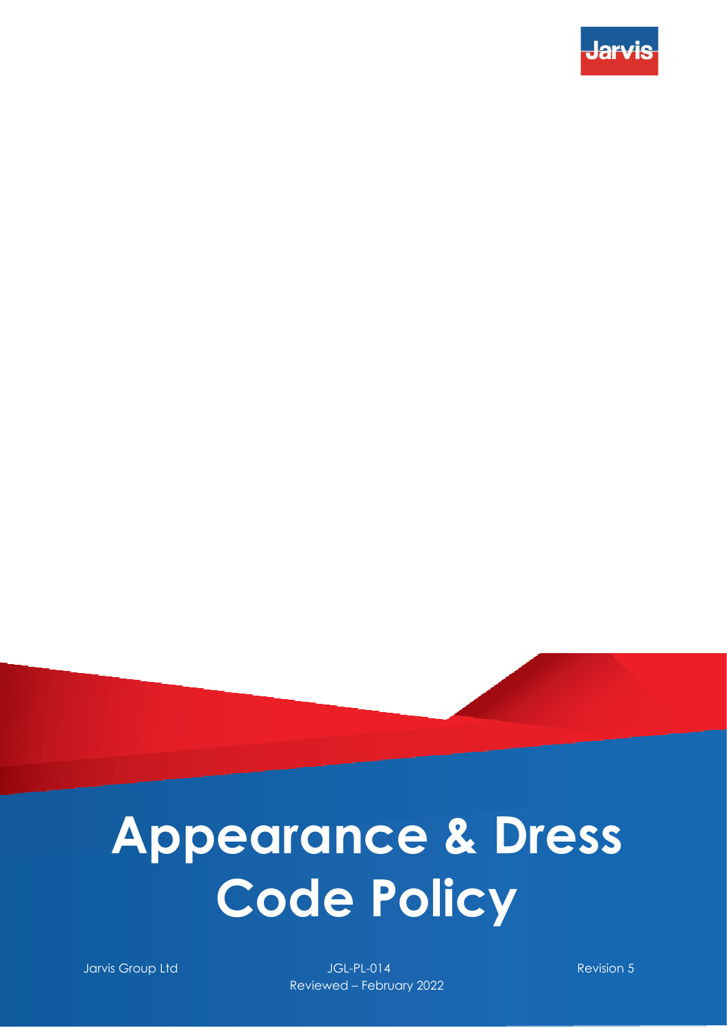Jarvis

# Appearance & Dress Code Policy

Jarvis Group Ltd

JGL-PL-014
Reviewed – February 2022

Revision 5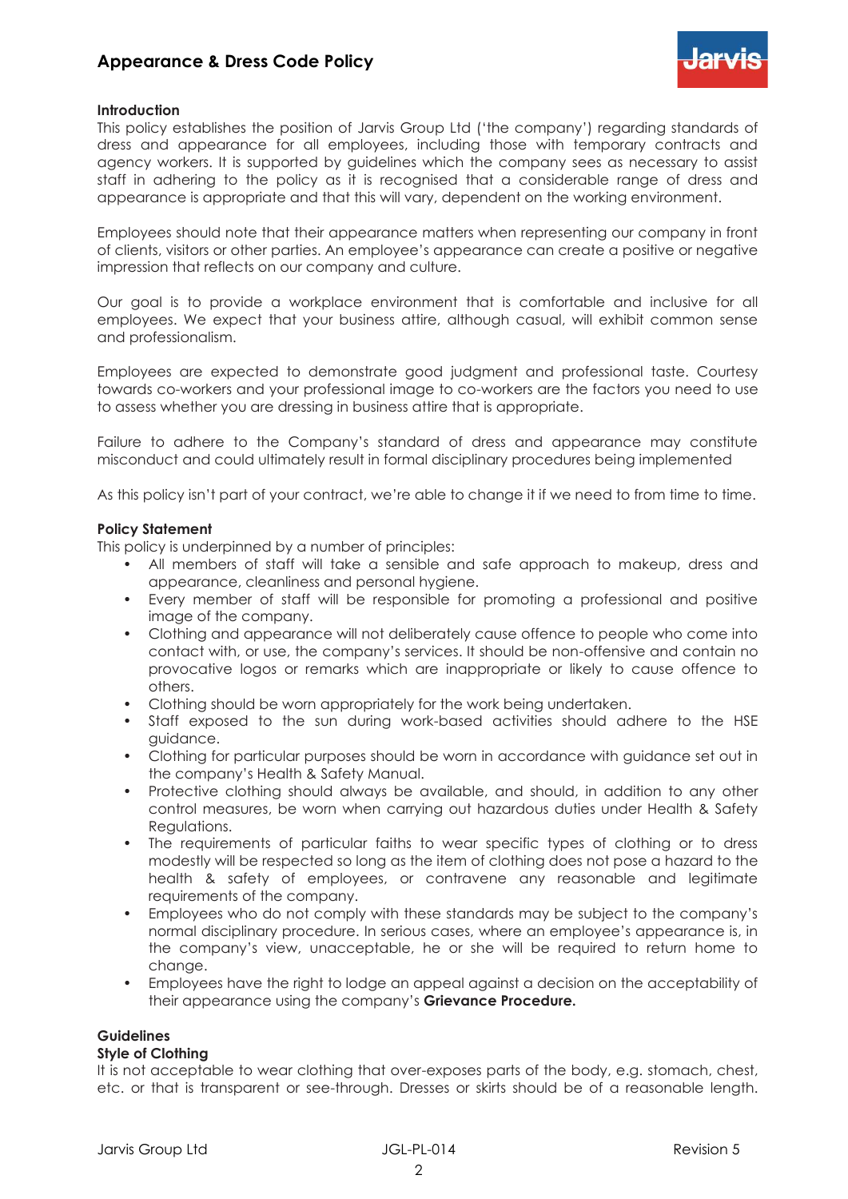## Appearance & Dress Code Policy

### Introduction

This policy establishes the position of Jarvis Group Ltd ('the company') regarding standards of dress and appearance for all employees, including those with temporary contracts and agency workers. It is supported by guidelines which the company sees as necessary to assist staff in adhering to the policy as it is recognised that a considerable range of dress and appearance is appropriate and that this will vary, dependent on the working environment.

Employees should note that their appearance matters when representing our company in front of clients, visitors or other parties. An employee's appearance can create a positive or negative impression that reflects on our company and culture.

Our goal is to provide a workplace environment that is comfortable and inclusive for all employees. We expect that your business attire, although casual, will exhibit common sense and professionalism.

Employees are expected to demonstrate good judgment and professional taste. Courtesy towards co-workers and your professional image to co-workers are the factors you need to use to assess whether you are dressing in business attire that is appropriate.

Failure to adhere to the Company's standard of dress and appearance may constitute misconduct and could ultimately result in formal disciplinary procedures being implemented

As this policy isn't part of your contract, we're able to change it if we need to from time to time.

### Policy Statement

This policy is underpinned by a number of principles:

- All members of staff will take a sensible and safe approach to makeup, dress and appearance, cleanliness and personal hygiene.
- Every member of staff will be responsible for promoting a professional and positive image of the company.
- Clothing and appearance will not deliberately cause offence to people who come into contact with, or use, the company's services. It should be non-offensive and contain no provocative logos or remarks which are inappropriate or likely to cause offence to others.
- Clothing should be worn appropriately for the work being undertaken.
- Staff exposed to the sun during work-based activities should adhere to the HSE guidance.
- Clothing for particular purposes should be worn in accordance with guidance set out in the company's Health & Safety Manual.
- Protective clothing should always be available, and should, in addition to any other control measures, be worn when carrying out hazardous duties under Health & Safety Regulations.
- The requirements of particular faiths to wear specific types of clothing or to dress modestly will be respected so long as the item of clothing does not pose a hazard to the health & safety of employees, or contravene any reasonable and legitimate requirements of the company.
- Employees who do not comply with these standards may be subject to the company's normal disciplinary procedure. In serious cases, where an employee's appearance is, in the company's view, unacceptable, he or she will be required to return home to change.
- Employees have the right to lodge an appeal against a decision on the acceptability of their appearance using the company's **Grievance Procedure.**

### Guidelines

#### Style of Clothing

It is not acceptable to wear clothing that over-exposes parts of the body, e.g. stomach, chest, etc. or that is transparent or see-through. Dresses or skirts should be of a reasonable length.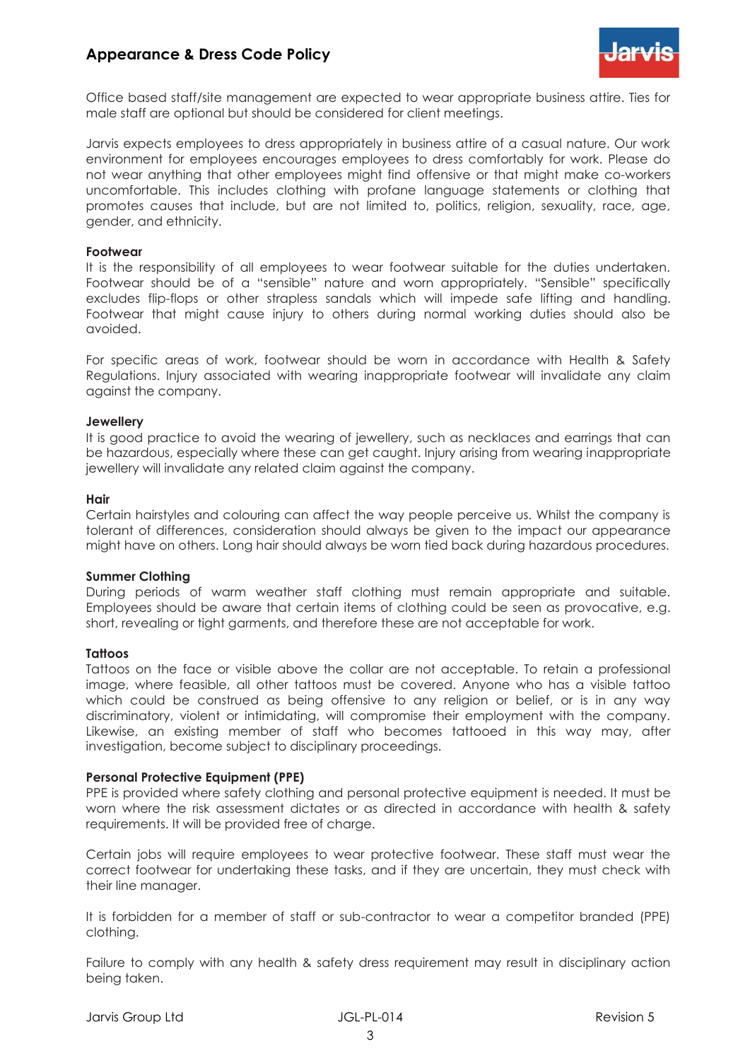Office based staff/site management are expected to wear appropriate business attire. Ties for male staff are optional but should be considered for client meetings.

Jarvis expects employees to dress appropriately in business attire of a casual nature. Our work environment for employees encourages employees to dress comfortably for work. Please do not wear anything that other employees might find offensive or that might make co-workers uncomfortable. This includes clothing with profane language statements or clothing that promotes causes that include, but are not limited to, politics, religion, sexuality, race, age, gender, and ethnicity.

**Footwear**

It is the responsibility of all employees to wear footwear suitable for the duties undertaken. Footwear should be of a "sensible" nature and worn appropriately. "Sensible" specifically excludes flip-flops or other strapless sandals which will impede safe lifting and handling. Footwear that might cause injury to others during normal working duties should also be avoided.

For specific areas of work, footwear should be worn in accordance with Health & Safety Regulations. Injury associated with wearing inappropriate footwear will invalidate any claim against the company.

**Jewellery**

It is good practice to avoid the wearing of jewellery, such as necklaces and earrings that can be hazardous, especially where these can get caught. Injury arising from wearing inappropriate jewellery will invalidate any related claim against the company.

**Hair**

Certain hairstyles and colouring can affect the way people perceive us. Whilst the company is tolerant of differences, consideration should always be given to the impact our appearance might have on others. Long hair should always be worn tied back during hazardous procedures.

**Summer Clothing**

During periods of warm weather staff clothing must remain appropriate and suitable. Employees should be aware that certain items of clothing could be seen as provocative, e.g. short, revealing or tight garments, and therefore these are not acceptable for work.

**Tattoos**

Tattoos on the face or visible above the collar are not acceptable. To retain a professional image, where feasible, all other tattoos must be covered. Anyone who has a visible tattoo which could be construed as being offensive to any religion or belief, or is in any way discriminatory, violent or intimidating, will compromise their employment with the company. Likewise, an existing member of staff who becomes tattooed in this way may, after investigation, become subject to disciplinary proceedings.

**Personal Protective Equipment (PPE)**

PPE is provided where safety clothing and personal protective equipment is needed. It must be worn where the risk assessment dictates or as directed in accordance with health & safety requirements. It will be provided free of charge.

Certain jobs will require employees to wear protective footwear. These staff must wear the correct footwear for undertaking these tasks, and if they are uncertain, they must check with their line manager.

It is forbidden for a member of staff or sub-contractor to wear a competitor branded (PPE) clothing.

Failure to comply with any health & safety dress requirement may result in disciplinary action being taken.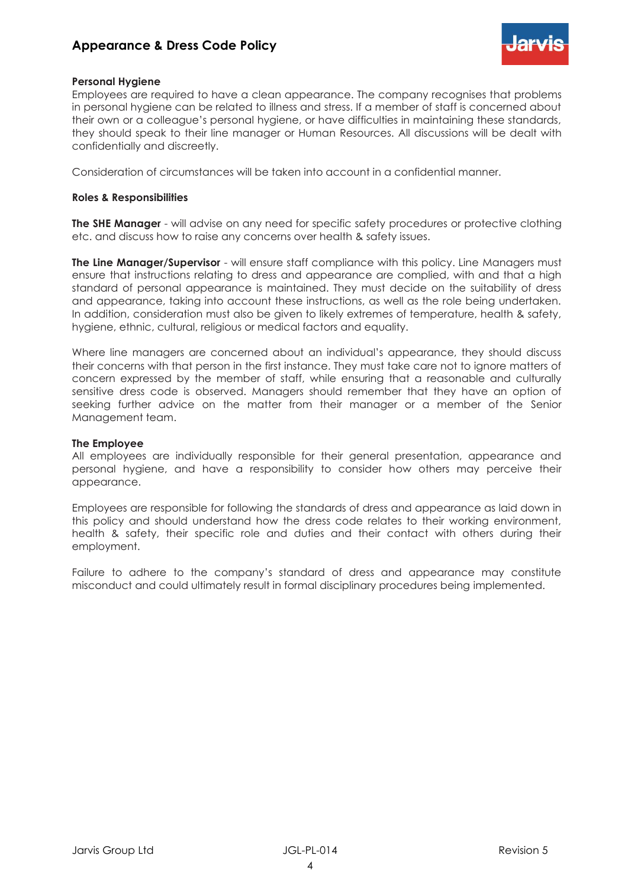**Personal Hygiene**

Employees are required to have a clean appearance. The company recognises that problems in personal hygiene can be related to illness and stress. If a member of staff is concerned about their own or a colleague's personal hygiene, or have difficulties in maintaining these standards, they should speak to their line manager or Human Resources. All discussions will be dealt with confidentially and discreetly.

Consideration of circumstances will be taken into account in a confidential manner.

**Roles & Responsibilities**

**The SHE Manager** - will advise on any need for specific safety procedures or protective clothing etc. and discuss how to raise any concerns over health & safety issues.

**The Line Manager/Supervisor** - will ensure staff compliance with this policy. Line Managers must ensure that instructions relating to dress and appearance are complied, with and that a high standard of personal appearance is maintained. They must decide on the suitability of dress and appearance, taking into account these instructions, as well as the role being undertaken. In addition, consideration must also be given to likely extremes of temperature, health & safety, hygiene, ethnic, cultural, religious or medical factors and equality.

Where line managers are concerned about an individual's appearance, they should discuss their concerns with that person in the first instance. They must take care not to ignore matters of concern expressed by the member of staff, while ensuring that a reasonable and culturally sensitive dress code is observed. Managers should remember that they have an option of seeking further advice on the matter from their manager or a member of the Senior Management team.

**The Employee**

All employees are individually responsible for their general presentation, appearance and personal hygiene, and have a responsibility to consider how others may perceive their appearance.

Employees are responsible for following the standards of dress and appearance as laid down in this policy and should understand how the dress code relates to their working environment, health & safety, their specific role and duties and their contact with others during their employment.

Failure to adhere to the company's standard of dress and appearance may constitute misconduct and could ultimately result in formal disciplinary procedures being implemented.